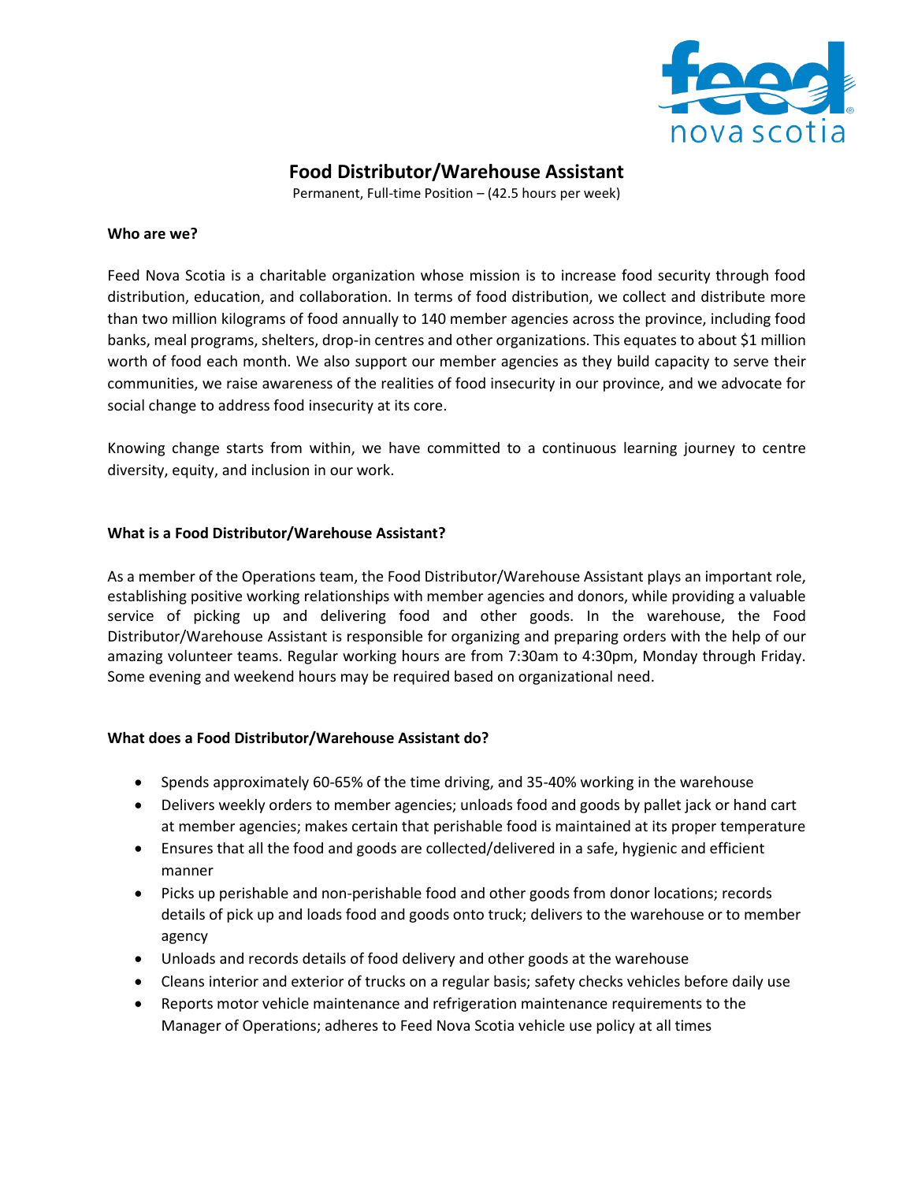# Food Distributor/Warehouse Assistant

Permanent, Full-time Position – (42.5 hours per week)

**Who are we?**

Feed Nova Scotia is a charitable organization whose mission is to increase food security through food distribution, education, and collaboration. In terms of food distribution, we collect and distribute more than two million kilograms of food annually to 140 member agencies across the province, including food banks, meal programs, shelters, drop-in centres and other organizations. This equates to about $1 million worth of food each month. We also support our member agencies as they build capacity to serve their communities, we raise awareness of the realities of food insecurity in our province, and we advocate for social change to address food insecurity at its core.

Knowing change starts from within, we have committed to a continuous learning journey to centre diversity, equity, and inclusion in our work.

**What is a Food Distributor/Warehouse Assistant?**

As a member of the Operations team, the Food Distributor/Warehouse Assistant plays an important role, establishing positive working relationships with member agencies and donors, while providing a valuable service of picking up and delivering food and other goods. In the warehouse, the Food Distributor/Warehouse Assistant is responsible for organizing and preparing orders with the help of our amazing volunteer teams. Regular working hours are from 7:30am to 4:30pm, Monday through Friday. Some evening and weekend hours may be required based on organizational need.

**What does a Food Distributor/Warehouse Assistant do?**

- Spends approximately 60-65% of the time driving, and 35-40% working in the warehouse
- Delivers weekly orders to member agencies; unloads food and goods by pallet jack or hand cart at member agencies; makes certain that perishable food is maintained at its proper temperature
- Ensures that all the food and goods are collected/delivered in a safe, hygienic and efficient manner
- Picks up perishable and non-perishable food and other goods from donor locations; records details of pick up and loads food and goods onto truck; delivers to the warehouse or to member agency
- Unloads and records details of food delivery and other goods at the warehouse
- Cleans interior and exterior of trucks on a regular basis; safety checks vehicles before daily use
- Reports motor vehicle maintenance and refrigeration maintenance requirements to the Manager of Operations; adheres to Feed Nova Scotia vehicle use policy at all times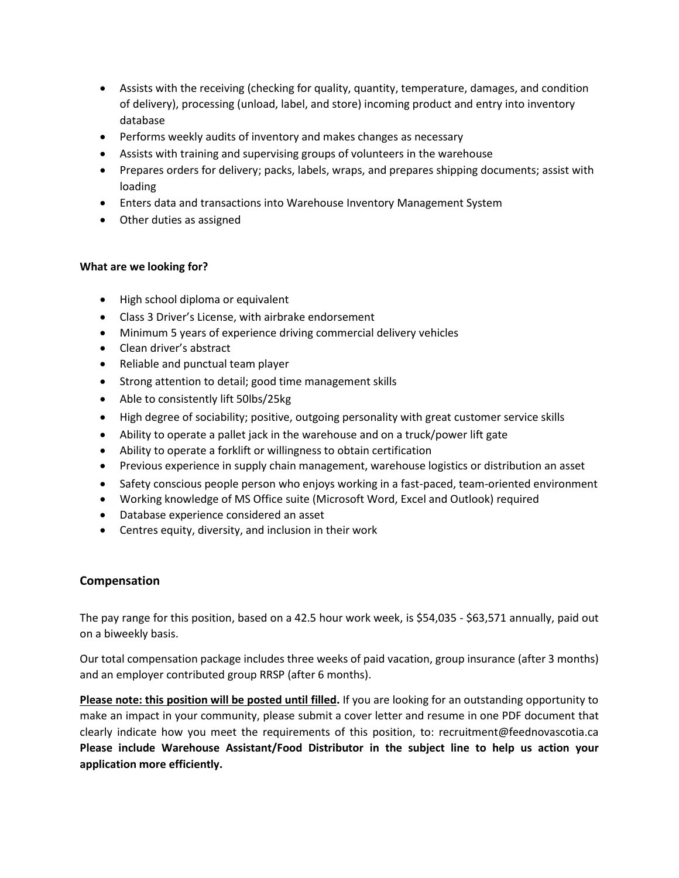- Assists with the receiving (checking for quality, quantity, temperature, damages, and condition of delivery), processing (unload, label, and store) incoming product and entry into inventory database
- Performs weekly audits of inventory and makes changes as necessary
- Assists with training and supervising groups of volunteers in the warehouse
- Prepares orders for delivery; packs, labels, wraps, and prepares shipping documents; assist with loading
- Enters data and transactions into Warehouse Inventory Management System
- Other duties as assigned

**What are we looking for?**

- High school diploma or equivalent
- Class 3 Driver's License, with airbrake endorsement
- Minimum 5 years of experience driving commercial delivery vehicles
- Clean driver's abstract
- Reliable and punctual team player
- Strong attention to detail; good time management skills
- Able to consistently lift 50lbs/25kg
- High degree of sociability; positive, outgoing personality with great customer service skills
- Ability to operate a pallet jack in the warehouse and on a truck/power lift gate
- Ability to operate a forklift or willingness to obtain certification
- Previous experience in supply chain management, warehouse logistics or distribution an asset
- Safety conscious people person who enjoys working in a fast-paced, team-oriented environment
- Working knowledge of MS Office suite (Microsoft Word, Excel and Outlook) required
- Database experience considered an asset
- Centres equity, diversity, and inclusion in their work

## Compensation

The pay range for this position, based on a 42.5 hour work week, is $54,035 - $63,571 annually, paid out on a biweekly basis.

Our total compensation package includes three weeks of paid vacation, group insurance (after 3 months) and an employer contributed group RRSP (after 6 months).

**Please note: this position will be posted until filled.** If you are looking for an outstanding opportunity to make an impact in your community, please submit a cover letter and resume in one PDF document that clearly indicate how you meet the requirements of this position, to: recruitment@feednovascotia.ca **Please include Warehouse Assistant/Food Distributor in the subject line to help us action your application more efficiently.**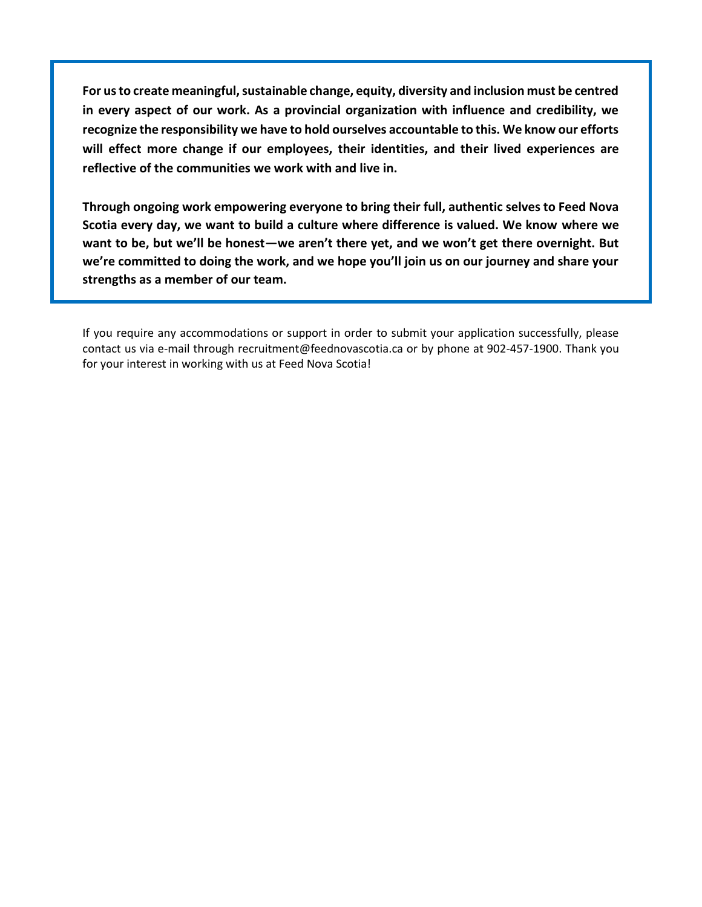**For us to create meaningful, sustainable change, equity, diversity and inclusion must be centred in every aspect of our work. As a provincial organization with influence and credibility, we recognize the responsibility we have to hold ourselves accountable to this. We know our efforts will effect more change if our employees, their identities, and their lived experiences are reflective of the communities we work with and live in.**

**Through ongoing work empowering everyone to bring their full, authentic selves to Feed Nova Scotia every day, we want to build a culture where difference is valued. We know where we want to be, but we'll be honest—we aren't there yet, and we won't get there overnight. But we're committed to doing the work, and we hope you'll join us on our journey and share your strengths as a member of our team.**

If you require any accommodations or support in order to submit your application successfully, please contact us via e-mail through recruitment@feednovascotia.ca or by phone at 902-457-1900. Thank you for your interest in working with us at Feed Nova Scotia!